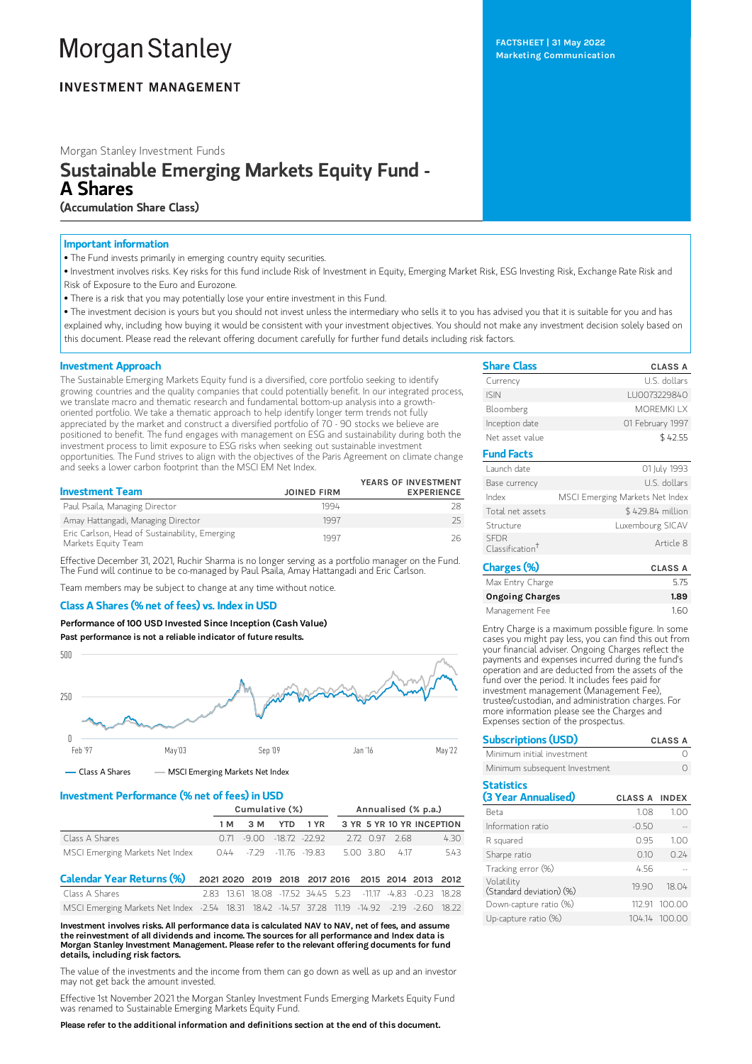# Morgan Stanley

**INVESTMENT MANAGEMENT**

FACTSHEET | 31 May 2022
Marketing Communication

Morgan Stanley Investment Funds

# Sustainable Emerging Markets Equity Fund - A Shares

**(Accumulation Share Class)**

### Important information

- The Fund invests primarily in emerging country equity securities.
- Investment involves risks. Key risks for this fund include Risk of Investment in Equity, Emerging Market Risk, ESG Investing Risk, Exchange Rate Risk and Risk of Exposure to the Euro and Eurozone.
- There is a risk that you may potentially lose your entire investment in this Fund.
- The investment decision is yours but you should not invest unless the intermediary who sells it to you has advised you that it is suitable for you and has explained why, including how buying it would be consistent with your investment objectives. You should not make any investment decision solely based on this document. Please read the relevant offering document carefully for further fund details including risk factors.

## Investment Approach

The Sustainable Emerging Markets Equity fund is a diversified, core portfolio seeking to identify growing countries and the quality companies that could potentially benefit. In our integrated process, we translate macro and thematic research and fundamental bottom-up analysis into a growth-oriented portfolio. We take a thematic approach to help identify longer term trends not fully appreciated by the market and construct a diversified portfolio of 70 - 90 stocks we believe are positioned to benefit. The fund engages with management on ESG and sustainability during both the investment process to limit exposure to ESG risks when seeking out sustainable investment opportunities. The Fund strives to align with the objectives of the Paris Agreement on climate change and seeks a lower carbon footprint than the MSCI EM Net Index.

## Investment Team

| Investment Team | JOINED FIRM | YEARS OF INVESTMENT EXPERIENCE |
|---|---|---|
| Paul Psaila, Managing Director | 1994 | 28 |
| Amay Hattangadi, Managing Director | 1997 | 25 |
| Eric Carlson, Head of Sustainability, Emerging Markets Equity Team | 1997 | 26 |

Effective December 31, 2021, Ruchir Sharma is no longer serving as a portfolio manager on the Fund. The Fund will continue to be co-managed by Paul Psaila, Amay Hattangadi and Eric Carlson.

Team members may be subject to change at any time without notice.

## Class A Shares (% net of fees) vs. Index in USD

**Performance of 100 USD Invested Since Inception (Cash Value)**

**Past performance is not a reliable indicator of future results.**

— Class A Shares — MSCI Emerging Markets Net Index

## Investment Performance (% net of fees) in USD

| | Cumulative (%) | | | | Annualised (% p.a.) | | | |
|---|---|---|---|---|---|---|---|---|
| | 1 M | 3 M | YTD | 1 YR | 3 YR | 5 YR | 10 YR | INCEPTION |
| Class A Shares | 0.71 | -9.00 | -18.72 | -22.92 | 2.72 | 0.97 | 2.68 | 4.30 |
| MSCI Emerging Markets Net Index | 0.44 | -7.29 | -11.76 | -19.83 | 5.00 | 3.80 | 4.17 | 5.43 |

## Calendar Year Returns (%)

| | 2021 | 2020 | 2019 | 2018 | 2017 | 2016 | 2015 | 2014 | 2013 | 2012 |
|---|---|---|---|---|---|---|---|---|---|---|
| Class A Shares | 2.83 | 13.61 | 18.08 | -17.52 | 34.45 | 5.23 | -11.17 | -4.83 | -0.23 | 18.28 |
| MSCI Emerging Markets Net Index | -2.54 | 18.31 | 18.42 | -14.57 | 37.28 | 11.19 | -14.92 | -2.19 | -2.60 | 18.22 |

**Investment involves risks. All performance data is calculated NAV to NAV, net of fees, and assume the reinvestment of all dividends and income. The sources for all performance and Index data is Morgan Stanley Investment Management. Please refer to the relevant offering documents for fund details, including risk factors.**

The value of the investments and the income from them can go down as well as up and an investor may not get back the amount invested.

Effective 1st November 2021 the Morgan Stanley Investment Funds Emerging Markets Equity Fund was renamed to Sustainable Emerging Markets Equity Fund.

**Please refer to the additional information and definitions section at the end of this document.**

## Share Class

| Share Class | CLASS A |
|---|---|
| Currency | U.S. dollars |
| ISIN | LU0073229840 |
| Bloomberg | MOREMKI LX |
| Inception date | 01 February 1997 |
| Net asset value | $ 42.55 |

## Fund Facts

| | |
|---|---|
| Launch date | 01 July 1993 |
| Base currency | U.S. dollars |
| Index | MSCI Emerging Markets Net Index |
| Total net assets | $ 429.84 million |
| Structure | Luxembourg SICAV |
| SFDR Classification† | Article 8 |

## Charges (%)

| Charges (%) | CLASS A |
|---|---|
| Max Entry Charge | 5.75 |
| **Ongoing Charges** | **1.89** |
| Management Fee | 1.60 |

Entry Charge is a maximum possible figure. In some cases you might pay less, you can find this out from your financial adviser. Ongoing Charges reflect the payments and expenses incurred during the fund's operation and are deducted from the assets of the fund over the period. It includes fees paid for investment management (Management Fee), trustee/custodian, and administration charges. For more information please see the Charges and Expenses section of the prospectus.

## Subscriptions (USD)

| Subscriptions (USD) | CLASS A |
|---|---|
| Minimum initial investment | 0 |
| Minimum subsequent Investment | 0 |

## Statistics (3 Year Annualised)

| | CLASS A | INDEX |
|---|---|---|
| Beta | 1.08 | 1.00 |
| Information ratio | -0.50 | -- |
| R squared | 0.95 | 1.00 |
| Sharpe ratio | 0.10 | 0.24 |
| Tracking error (%) | 4.56 | -- |
| Volatility (Standard deviation) (%) | 19.90 | 18.04 |
| Down-capture ratio (%) | 112.91 | 100.00 |
| Up-capture ratio (%) | 104.14 | 100.00 |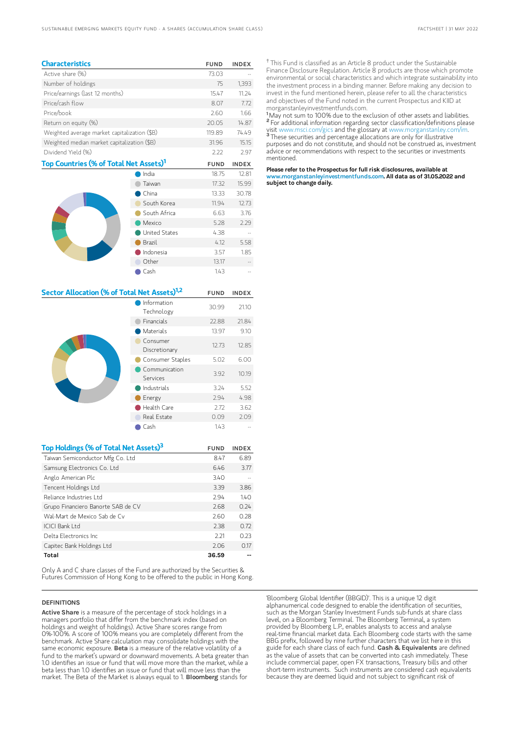## Characteristics

| Characteristics | FUND | INDEX |
|---|---|---|
| Active share (%) | 73.03 | -- |
| Number of holdings | 75 | 1,393 |
| Price/earnings (last 12 months) | 15.47 | 11.24 |
| Price/cash flow | 8.07 | 7.72 |
| Price/book | 2.60 | 1.66 |
| Return on equity (%) | 20.05 | 14.87 |
| Weighted average market capitalization ($B) | 119.89 | 74.49 |
| Weighted median market capitalization ($B) | 31.96 | 15.15 |
| Dividend Yield (%) | 2.22 | 2.97 |

## Top Countries (% of Total Net Assets)[1]

| | FUND | INDEX |
|---|---|---|
| India | 18.75 | 12.81 |
| Taiwan | 17.32 | 15.99 |
| China | 13.33 | 30.78 |
| South Korea | 11.94 | 12.73 |
| South Africa | 6.63 | 3.76 |
| Mexico | 5.28 | 2.29 |
| United States | 4.38 | -- |
| Brazil | 4.12 | 5.58 |
| Indonesia | 3.57 | 1.85 |
| Other | 13.17 | -- |
| Cash | 1.43 | -- |

## Sector Allocation (% of Total Net Assets)[1,2]

| | FUND | INDEX |
|---|---|---|
| Information Technology | 30.99 | 21.10 |
| Financials | 22.88 | 21.84 |
| Materials | 13.97 | 9.10 |
| Consumer Discretionary | 12.73 | 12.85 |
| Consumer Staples | 5.02 | 6.00 |
| Communication Services | 3.92 | 10.19 |
| Industrials | 3.24 | 5.52 |
| Energy | 2.94 | 4.98 |
| Health Care | 2.72 | 3.62 |
| Real Estate | 0.09 | 2.09 |
| Cash | 1.43 | -- |

## Top Holdings (% of Total Net Assets)[3]

| | FUND | INDEX |
|---|---|---|
| Taiwan Semiconductor Mfg Co. Ltd | 8.47 | 6.89 |
| Samsung Electronics Co. Ltd | 6.46 | 3.77 |
| Anglo American Plc | 3.40 | -- |
| Tencent Holdings Ltd | 3.39 | 3.86 |
| Reliance Industries Ltd | 2.94 | 1.40 |
| Grupo Financiero Banorte SAB de CV | 2.68 | 0.24 |
| Wal-Mart de Mexico Sab de Cv | 2.60 | 0.28 |
| ICICI Bank Ltd | 2.38 | 0.72 |
| Delta Electronics Inc | 2.21 | 0.23 |
| Capitec Bank Holdings Ltd | 2.06 | 0.17 |
| **Total** | **36.59** | **--** |

Only A and C share classes of the Fund are authorized by the Securities & Futures Commission of Hong Kong to be offered to the public in Hong Kong.

† This Fund is classified as an Article 8 product under the Sustainable Finance Disclosure Regulation. Article 8 products are those which promote environmental or social characteristics and which integrate sustainability into the investment process in a binding manner. Before making any decision to invest in the fund mentioned herein, please refer to all the characteristics and objectives of the Fund noted in the current Prospectus and KIID at morganstanleyinvestmentfunds.com.

[1] May not sum to 100% due to the exclusion of other assets and liabilities.
[2] For additional information regarding sector classification/definitions please visit www.msci.com/gics and the glossary at www.morganstanley.com/im.
[3] These securities and percentage allocations are only for illustrative purposes and do not constitute, and should not be construed as, investment advice or recommendations with respect to the securities or investments mentioned.

**Please refer to the Prospectus for full risk disclosures, available at www.morganstanleyinvestmentfunds.com. All data as of 31.05.2022 and subject to change daily.**

### DEFINITIONS

**Active Share** is a measure of the percentage of stock holdings in a managers portfolio that differ from the benchmark index (based on holdings and weight of holdings). Active Share scores range from 0%-100%. A score of 100% means you are completely different from the benchmark. Active Share calculation may consolidate holdings with the same economic exposure. **Beta** is a measure of the relative volatility of a fund to the market's upward or downward movements. A beta greater than 1.0 identifies an issue or fund that will move more than the market, while a beta less than 1.0 identifies an issue or fund that will move less than the market. The Beta of the Market is always equal to 1. **Bloomberg** stands for 'Bloomberg Global Identifier (BBGID)'. This is a unique 12 digit alphanumerical code designed to enable the identification of securities, such as the Morgan Stanley Investment Funds sub-funds at share class level, on a Bloomberg Terminal. The Bloomberg Terminal, a system provided by Bloomberg L.P., enables analysts to access and analyse real-time financial market data. Each Bloomberg code starts with the same BBG prefix, followed by nine further characters that we list here in this guide for each share class of each fund. **Cash & Equivalents** are defined as the value of assets that can be converted into cash immediately. These include commercial paper, open FX transactions, Treasury bills and other short-term instruments. Such instruments are considered cash equivalents because they are deemed liquid and not subject to significant risk of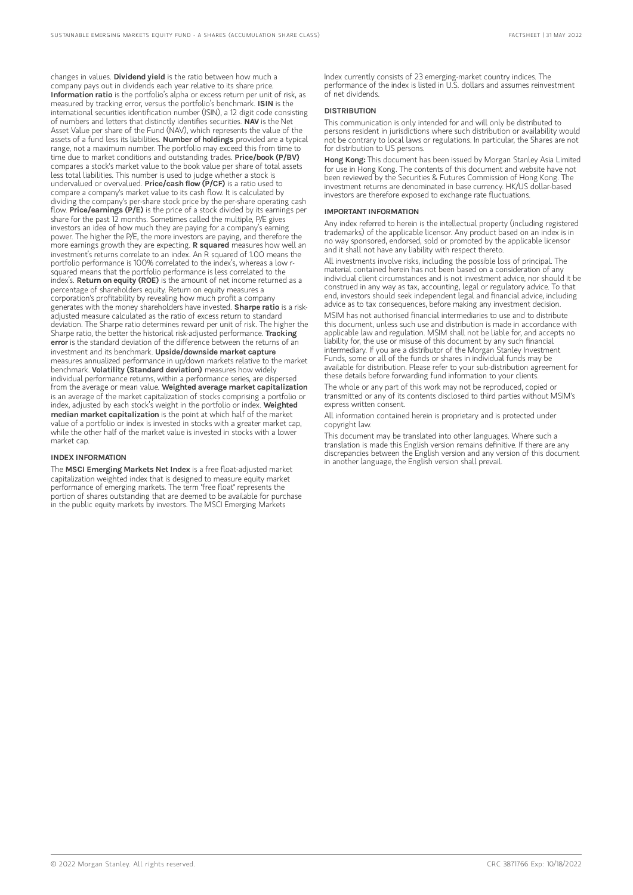changes in values. **Dividend yield** is the ratio between how much a company pays out in dividends each year relative to its share price. **Information ratio** is the portfolio's alpha or excess return per unit of risk, as measured by tracking error, versus the portfolio's benchmark. **ISIN** is the international securities identification number (ISIN), a 12 digit code consisting of numbers and letters that distinctly identifies securities. **NAV** is the Net Asset Value per share of the Fund (NAV), which represents the value of the assets of a fund less its liabilities. **Number of holdings** provided are a typical range, not a maximum number. The portfolio may exceed this from time to time due to market conditions and outstanding trades. **Price/book (P/BV)** compares a stock's market value to the book value per share of total assets less total liabilities. This number is used to judge whether a stock is undervalued or overvalued. **Price/cash flow (P/CF)** is a ratio used to compare a company's market value to its cash flow. It is calculated by dividing the company's per-share stock price by the per-share operating cash flow. **Price/earnings (P/E)** is the price of a stock divided by its earnings per share for the past 12 months. Sometimes called the multiple, P/E gives investors an idea of how much they are paying for a company's earning power. The higher the P/E, the more investors are paying, and therefore the more earnings growth they are expecting. **R squared** measures how well an investment's returns correlate to an index. An R squared of 1.00 means the portfolio performance is 100% correlated to the index's, whereas a low r-squared means that the portfolio performance is less correlated to the index's. **Return on equity (ROE)** is the amount of net income returned as a percentage of shareholders equity. Return on equity measures a corporation's profitability by revealing how much profit a company generates with the money shareholders have invested. **Sharpe ratio** is a risk-adjusted measure calculated as the ratio of excess return to standard deviation. The Sharpe ratio determines reward per unit of risk. The higher the Sharpe ratio, the better the historical risk-adjusted performance. **Tracking error** is the standard deviation of the difference between the returns of an investment and its benchmark. **Upside/downside market capture** measures annualized performance in up/down markets relative to the market benchmark. **Volatility (Standard deviation)** measures how widely individual performance returns, within a performance series, are dispersed from the average or mean value. **Weighted average market capitalization** is an average of the market capitalization of stocks comprising a portfolio or index, adjusted by each stock's weight in the portfolio or index. **Weighted median market capitalization** is the point at which half of the market value of a portfolio or index is invested in stocks with a greater market cap, while the other half of the market value is invested in stocks with a lower market cap.

### INDEX INFORMATION

The **MSCI Emerging Markets Net Index** is a free float-adjusted market capitalization weighted index that is designed to measure equity market performance of emerging markets. The term "free float" represents the portion of shares outstanding that are deemed to be available for purchase in the public equity markets by investors. The MSCI Emerging Markets Index currently consists of 23 emerging-market country indices. The performance of the index is listed in U.S. dollars and assumes reinvestment of net dividends.

### DISTRIBUTION

This communication is only intended for and will only be distributed to persons resident in jurisdictions where such distribution or availability would not be contrary to local laws or regulations. In particular, the Shares are not for distribution to US persons.

**Hong Kong:** This document has been issued by Morgan Stanley Asia Limited for use in Hong Kong. The contents of this document and website have not been reviewed by the Securities & Futures Commission of Hong Kong. The investment returns are denominated in base currency. HK/US dollar-based investors are therefore exposed to exchange rate fluctuations.

### IMPORTANT INFORMATION

Any index referred to herein is the intellectual property (including registered trademarks) of the applicable licensor. Any product based on an index is in no way sponsored, endorsed, sold or promoted by the applicable licensor and it shall not have any liability with respect thereto.

All investments involve risks, including the possible loss of principal. The material contained herein has not been based on a consideration of any individual client circumstances and is not investment advice, nor should it be construed in any way as tax, accounting, legal or regulatory advice. To that end, investors should seek independent legal and financial advice, including advice as to tax consequences, before making any investment decision.

MSIM has not authorised financial intermediaries to use and to distribute this document, unless such use and distribution is made in accordance with applicable law and regulation. MSIM shall not be liable for, and accepts no liability for, the use or misuse of this document by any such financial intermediary. If you are a distributor of the Morgan Stanley Investment Funds, some or all of the funds or shares in individual funds may be available for distribution. Please refer to your sub-distribution agreement for these details before forwarding fund information to your clients.

The whole or any part of this work may not be reproduced, copied or transmitted or any of its contents disclosed to third parties without MSIM's express written consent.

All information contained herein is proprietary and is protected under copyright law.

This document may be translated into other languages. Where such a translation is made this English version remains definitive. If there are any discrepancies between the English version and any version of this document in another language, the English version shall prevail.

© 2022 Morgan Stanley. All rights reserved.

CRC 3871766 Exp: 10/18/2022